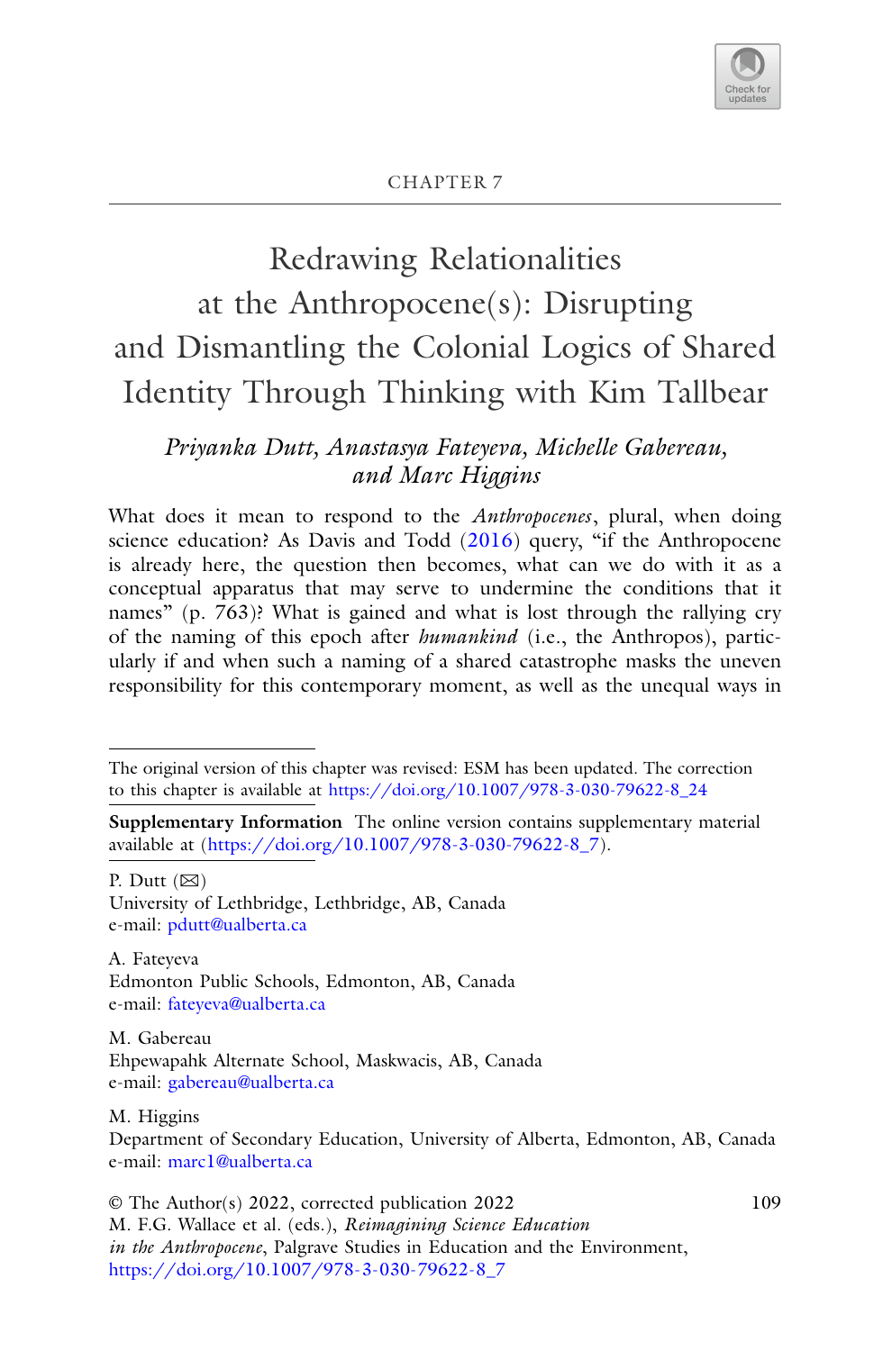CHAPTER 7

# Redrawing Relationalities at the Anthropocene(s): Disrupting and Dismantling the Colonial Logics of Shared Identity Through Thinking with Kim Tallbear

*Priyanka Dutt, Anastasya Fateyeva, Michelle Gabereau, and Marc Higgins*

What does it mean to respond to the *Anthropocenes*, plural, when doing science education? As Davis and Todd (2016) query, "if the Anthropocene is already here, the question then becomes, what can we do with it as a conceptual apparatus that may serve to undermine the conditions that it names" (p. 763)? What is gained and what is lost through the rallying cry of the naming of this epoch after *humankind* (i.e., the Anthropos), particularly if and when such a naming of a shared catastrophe masks the uneven responsibility for this contemporary moment, as well as the unequal ways in

---

The original version of this chapter was revised: ESM has been updated. The correction to this chapter is available at https://doi.org/10.1007/978-3-030-79622-8_24

**Supplementary Information** The online version contains supplementary material available at (https://doi.org/10.1007/978-3-030-79622-8_7).

P. Dutt (✉)
University of Lethbridge, Lethbridge, AB, Canada
e-mail: pdutt@ualberta.ca

A. Fateyeva
Edmonton Public Schools, Edmonton, AB, Canada
e-mail: fateyeva@ualberta.ca

M. Gabereau
Ehpewapahk Alternate School, Maskwacis, AB, Canada
e-mail: gabereau@ualberta.ca

M. Higgins
Department of Secondary Education, University of Alberta, Edmonton, AB, Canada
e-mail: marc1@ualberta.ca

© The Author(s) 2022, corrected publication 2022
M. F.G. Wallace et al. (eds.), *Reimagining Science Education in the Anthropocene*, Palgrave Studies in Education and the Environment, https://doi.org/10.1007/978-3-030-79622-8_7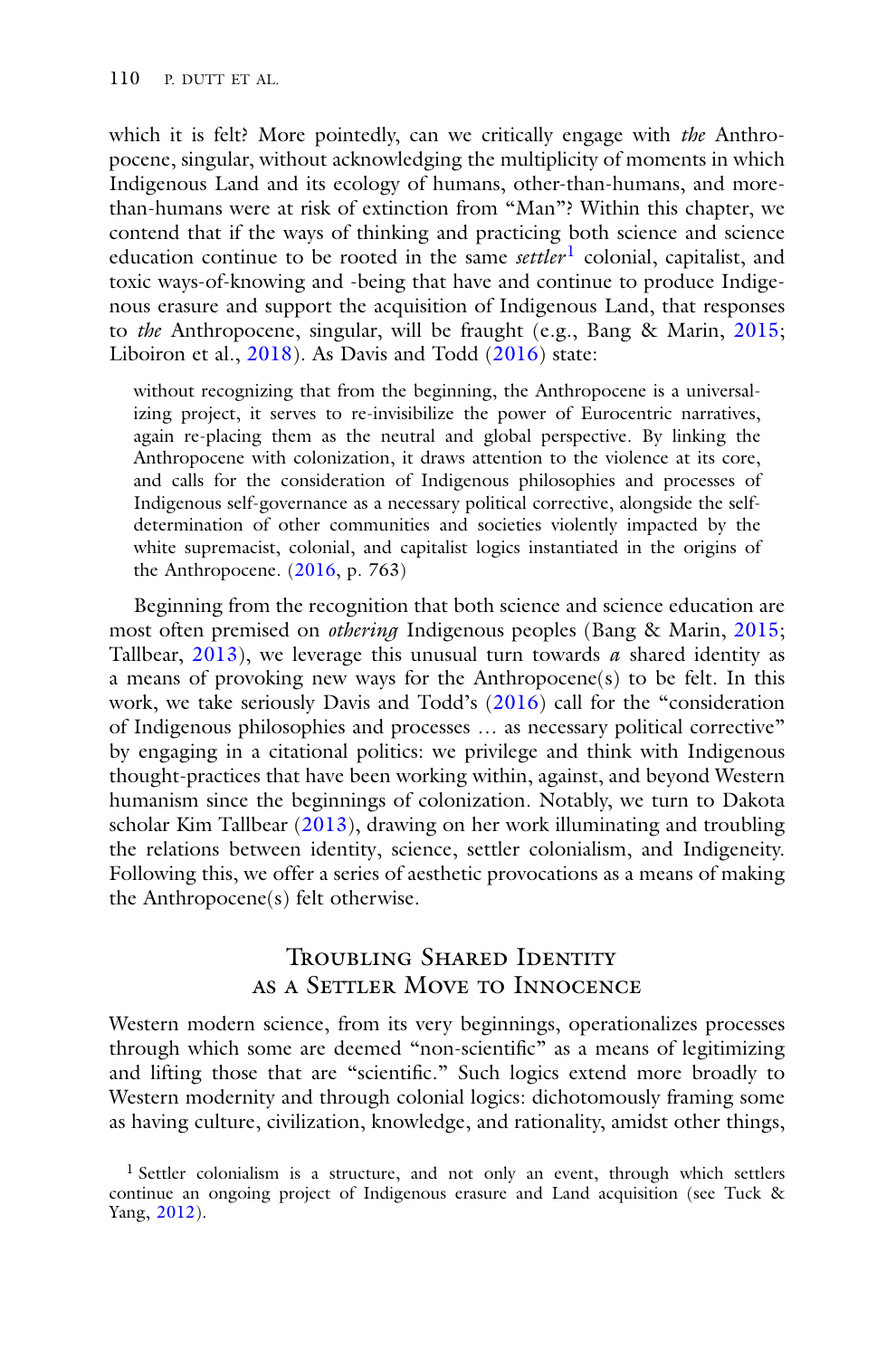which it is felt? More pointedly, can we critically engage with *the* Anthropocene, singular, without acknowledging the multiplicity of moments in which Indigenous Land and its ecology of humans, other-than-humans, and more-than-humans were at risk of extinction from "Man"? Within this chapter, we contend that if the ways of thinking and practicing both science and science education continue to be rooted in the same *settler*[1] colonial, capitalist, and toxic ways-of-knowing and -being that have and continue to produce Indigenous erasure and support the acquisition of Indigenous Land, that responses to *the* Anthropocene, singular, will be fraught (e.g., Bang & Marin, 2015; Liboiron et al., 2018). As Davis and Todd (2016) state:

> without recognizing that from the beginning, the Anthropocene is a universalizing project, it serves to re-invisibilize the power of Eurocentric narratives, again re-placing them as the neutral and global perspective. By linking the Anthropocene with colonization, it draws attention to the violence at its core, and calls for the consideration of Indigenous philosophies and processes of Indigenous self-governance as a necessary political corrective, alongside the self-determination of other communities and societies violently impacted by the white supremacist, colonial, and capitalist logics instantiated in the origins of the Anthropocene. (2016, p. 763)

Beginning from the recognition that both science and science education are most often premised on *othering* Indigenous peoples (Bang & Marin, 2015; Tallbear, 2013), we leverage this unusual turn towards *a* shared identity as a means of provoking new ways for the Anthropocene(s) to be felt. In this work, we take seriously Davis and Todd's (2016) call for the "consideration of Indigenous philosophies and processes … as necessary political corrective" by engaging in a citational politics: we privilege and think with Indigenous thought-practices that have been working within, against, and beyond Western humanism since the beginnings of colonization. Notably, we turn to Dakota scholar Kim Tallbear (2013), drawing on her work illuminating and troubling the relations between identity, science, settler colonialism, and Indigeneity. Following this, we offer a series of aesthetic provocations as a means of making the Anthropocene(s) felt otherwise.

## Troubling Shared Identity as a Settler Move to Innocence

Western modern science, from its very beginnings, operationalizes processes through which some are deemed "non-scientific" as a means of legitimizing and lifting those that are "scientific." Such logics extend more broadly to Western modernity and through colonial logics: dichotomously framing some as having culture, civilization, knowledge, and rationality, amidst other things,

[1] Settler colonialism is a structure, and not only an event, through which settlers continue an ongoing project of Indigenous erasure and Land acquisition (see Tuck & Yang, 2012).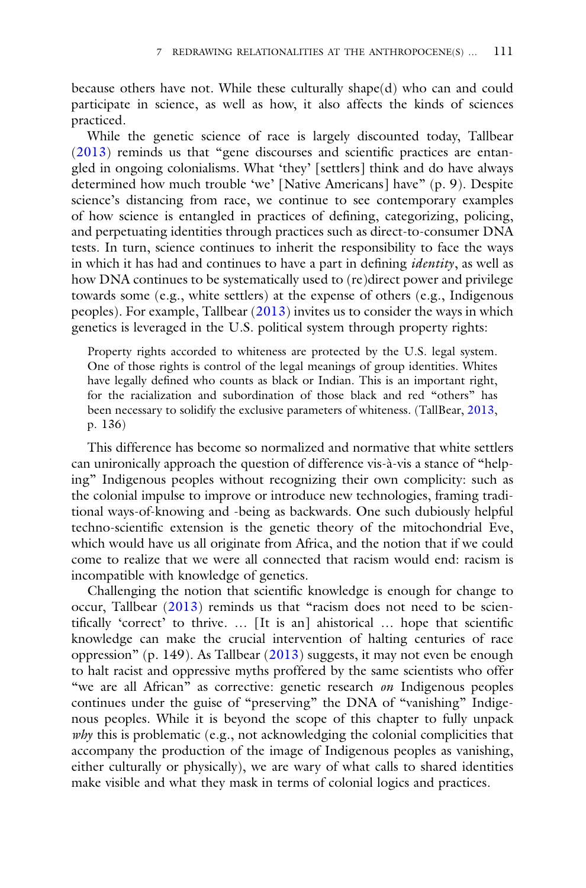because others have not. While these culturally shape(d) who can and could participate in science, as well as how, it also affects the kinds of sciences practiced.

While the genetic science of race is largely discounted today, Tallbear (2013) reminds us that "gene discourses and scientific practices are entangled in ongoing colonialisms. What 'they' [settlers] think and do have always determined how much trouble 'we' [Native Americans] have" (p. 9). Despite science's distancing from race, we continue to see contemporary examples of how science is entangled in practices of defining, categorizing, policing, and perpetuating identities through practices such as direct-to-consumer DNA tests. In turn, science continues to inherit the responsibility to face the ways in which it has had and continues to have a part in defining *identity*, as well as how DNA continues to be systematically used to (re)direct power and privilege towards some (e.g., white settlers) at the expense of others (e.g., Indigenous peoples). For example, Tallbear (2013) invites us to consider the ways in which genetics is leveraged in the U.S. political system through property rights:

> Property rights accorded to whiteness are protected by the U.S. legal system. One of those rights is control of the legal meanings of group identities. Whites have legally defined who counts as black or Indian. This is an important right, for the racialization and subordination of those black and red "others" has been necessary to solidify the exclusive parameters of whiteness. (TallBear, 2013, p. 136)

This difference has become so normalized and normative that white settlers can unironically approach the question of difference vis-à-vis a stance of "helping" Indigenous peoples without recognizing their own complicity: such as the colonial impulse to improve or introduce new technologies, framing traditional ways-of-knowing and -being as backwards. One such dubiously helpful techno-scientific extension is the genetic theory of the mitochondrial Eve, which would have us all originate from Africa, and the notion that if we could come to realize that we were all connected that racism would end: racism is incompatible with knowledge of genetics.

Challenging the notion that scientific knowledge is enough for change to occur, Tallbear (2013) reminds us that "racism does not need to be scientifically 'correct' to thrive. … [It is an] ahistorical … hope that scientific knowledge can make the crucial intervention of halting centuries of race oppression" (p. 149). As Tallbear (2013) suggests, it may not even be enough to halt racist and oppressive myths proffered by the same scientists who offer "we are all African" as corrective: genetic research *on* Indigenous peoples continues under the guise of "preserving" the DNA of "vanishing" Indigenous peoples. While it is beyond the scope of this chapter to fully unpack *why* this is problematic (e.g., not acknowledging the colonial complicities that accompany the production of the image of Indigenous peoples as vanishing, either culturally or physically), we are wary of what calls to shared identities make visible and what they mask in terms of colonial logics and practices.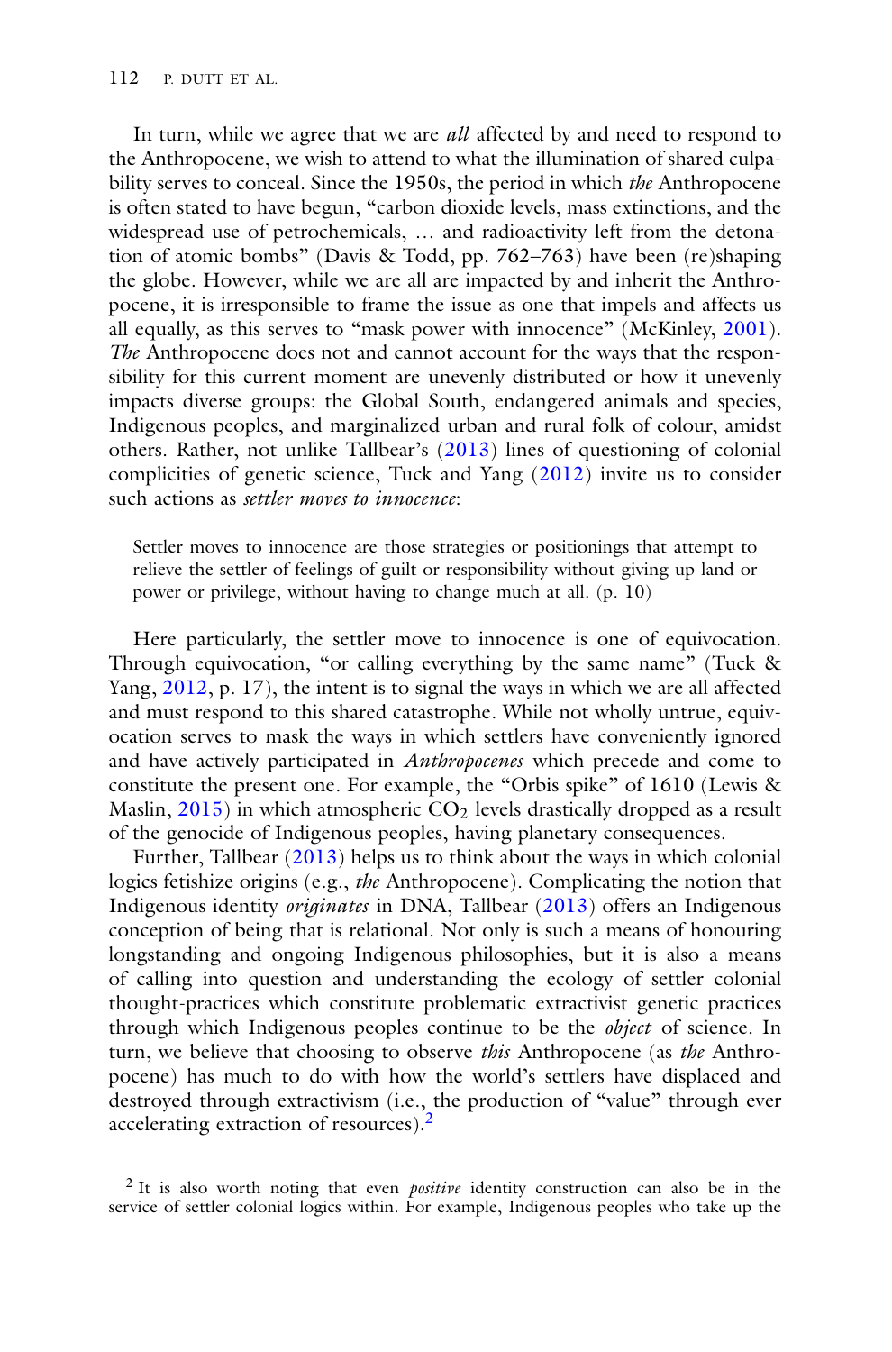In turn, while we agree that we are *all* affected by and need to respond to the Anthropocene, we wish to attend to what the illumination of shared culpability serves to conceal. Since the 1950s, the period in which *the* Anthropocene is often stated to have begun, "carbon dioxide levels, mass extinctions, and the widespread use of petrochemicals, … and radioactivity left from the detonation of atomic bombs" (Davis & Todd, pp. 762–763) have been (re)shaping the globe. However, while we are all are impacted by and inherit the Anthropocene, it is irresponsible to frame the issue as one that impels and affects us all equally, as this serves to "mask power with innocence" (McKinley, 2001). *The* Anthropocene does not and cannot account for the ways that the responsibility for this current moment are unevenly distributed or how it unevenly impacts diverse groups: the Global South, endangered animals and species, Indigenous peoples, and marginalized urban and rural folk of colour, amidst others. Rather, not unlike Tallbear's (2013) lines of questioning of colonial complicities of genetic science, Tuck and Yang (2012) invite us to consider such actions as *settler moves to innocence*:

> Settler moves to innocence are those strategies or positionings that attempt to relieve the settler of feelings of guilt or responsibility without giving up land or power or privilege, without having to change much at all. (p. 10)

Here particularly, the settler move to innocence is one of equivocation. Through equivocation, "or calling everything by the same name" (Tuck & Yang, 2012, p. 17), the intent is to signal the ways in which we are all affected and must respond to this shared catastrophe. While not wholly untrue, equivocation serves to mask the ways in which settlers have conveniently ignored and have actively participated in *Anthropocenes* which precede and come to constitute the present one. For example, the "Orbis spike" of 1610 (Lewis & Maslin, 2015) in which atmospheric $CO_2$ levels drastically dropped as a result of the genocide of Indigenous peoples, having planetary consequences.

Further, Tallbear (2013) helps us to think about the ways in which colonial logics fetishize origins (e.g., *the* Anthropocene). Complicating the notion that Indigenous identity *originates* in DNA, Tallbear (2013) offers an Indigenous conception of being that is relational. Not only is such a means of honouring longstanding and ongoing Indigenous philosophies, but it is also a means of calling into question and understanding the ecology of settler colonial thought-practices which constitute problematic extractivist genetic practices through which Indigenous peoples continue to be the *object* of science. In turn, we believe that choosing to observe *this* Anthropocene (as *the* Anthropocene) has much to do with how the world's settlers have displaced and destroyed through extractivism (i.e., the production of "value" through ever accelerating extraction of resources).[2]

[2] It is also worth noting that even *positive* identity construction can also be in the service of settler colonial logics within. For example, Indigenous peoples who take up the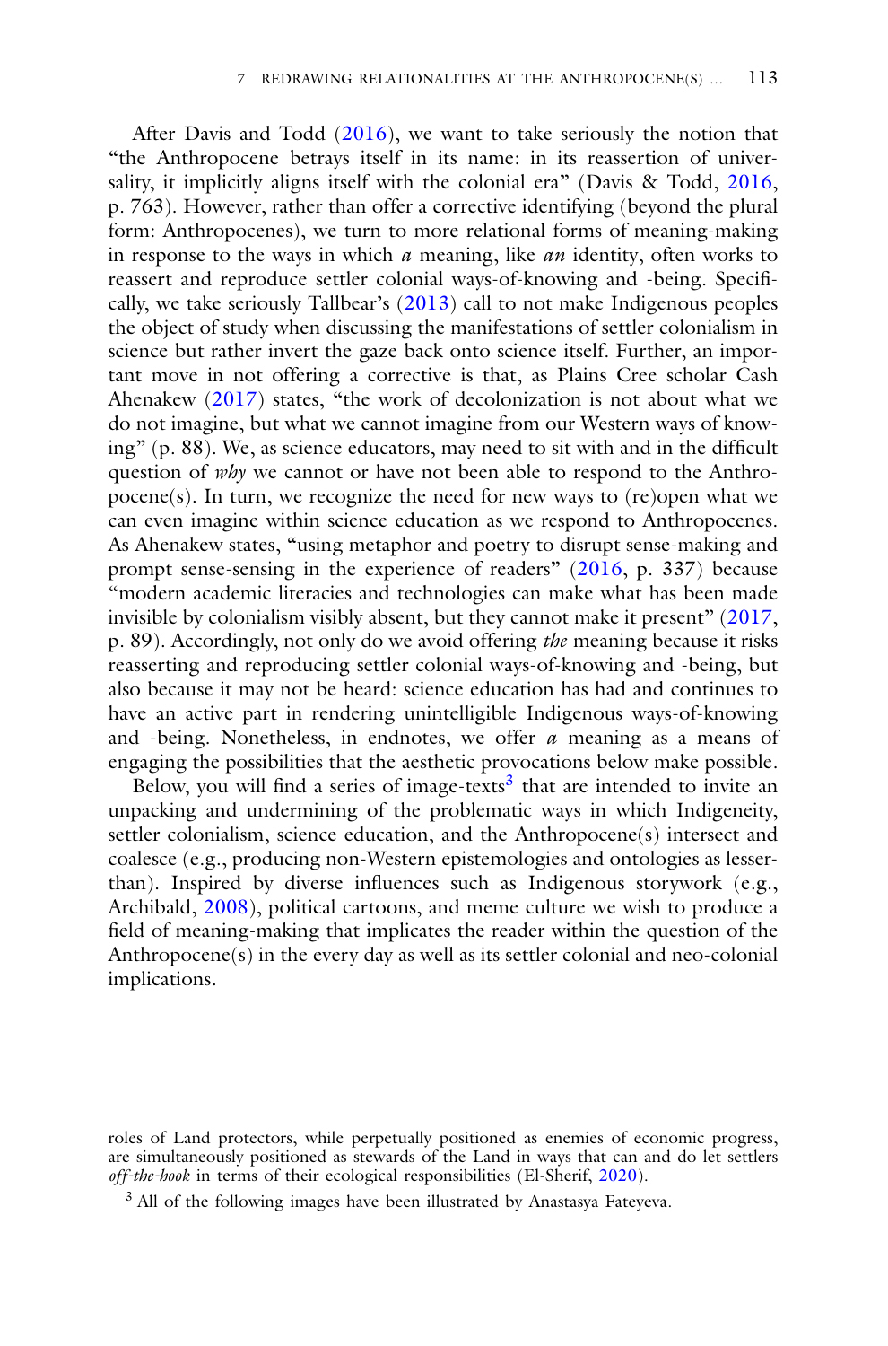After Davis and Todd (2016), we want to take seriously the notion that "the Anthropocene betrays itself in its name: in its reassertion of universality, it implicitly aligns itself with the colonial era" (Davis & Todd, 2016, p. 763). However, rather than offer a corrective identifying (beyond the plural form: Anthropocenes), we turn to more relational forms of meaning-making in response to the ways in which *a* meaning, like *an* identity, often works to reassert and reproduce settler colonial ways-of-knowing and -being. Specifically, we take seriously Tallbear's (2013) call to not make Indigenous peoples the object of study when discussing the manifestations of settler colonialism in science but rather invert the gaze back onto science itself. Further, an important move in not offering a corrective is that, as Plains Cree scholar Cash Ahenakew (2017) states, "the work of decolonization is not about what we do not imagine, but what we cannot imagine from our Western ways of knowing" (p. 88). We, as science educators, may need to sit with and in the difficult question of *why* we cannot or have not been able to respond to the Anthropocene(s). In turn, we recognize the need for new ways to (re)open what we can even imagine within science education as we respond to Anthropocenes. As Ahenakew states, "using metaphor and poetry to disrupt sense-making and prompt sense-sensing in the experience of readers" (2016, p. 337) because "modern academic literacies and technologies can make what has been made invisible by colonialism visibly absent, but they cannot make it present" (2017, p. 89). Accordingly, not only do we avoid offering *the* meaning because it risks reasserting and reproducing settler colonial ways-of-knowing and -being, but also because it may not be heard: science education has had and continues to have an active part in rendering unintelligible Indigenous ways-of-knowing and -being. Nonetheless, in endnotes, we offer *a* meaning as a means of engaging the possibilities that the aesthetic provocations below make possible.

Below, you will find a series of image-texts[3] that are intended to invite an unpacking and undermining of the problematic ways in which Indigeneity, settler colonialism, science education, and the Anthropocene(s) intersect and coalesce (e.g., producing non-Western epistemologies and ontologies as lesser-than). Inspired by diverse influences such as Indigenous storywork (e.g., Archibald, 2008), political cartoons, and meme culture we wish to produce a field of meaning-making that implicates the reader within the question of the Anthropocene(s) in the every day as well as its settler colonial and neo-colonial implications.

roles of Land protectors, while perpetually positioned as enemies of economic progress, are simultaneously positioned as stewards of the Land in ways that can and do let settlers *off-the-hook* in terms of their ecological responsibilities (El-Sherif, 2020).

[3] All of the following images have been illustrated by Anastasya Fateyeva.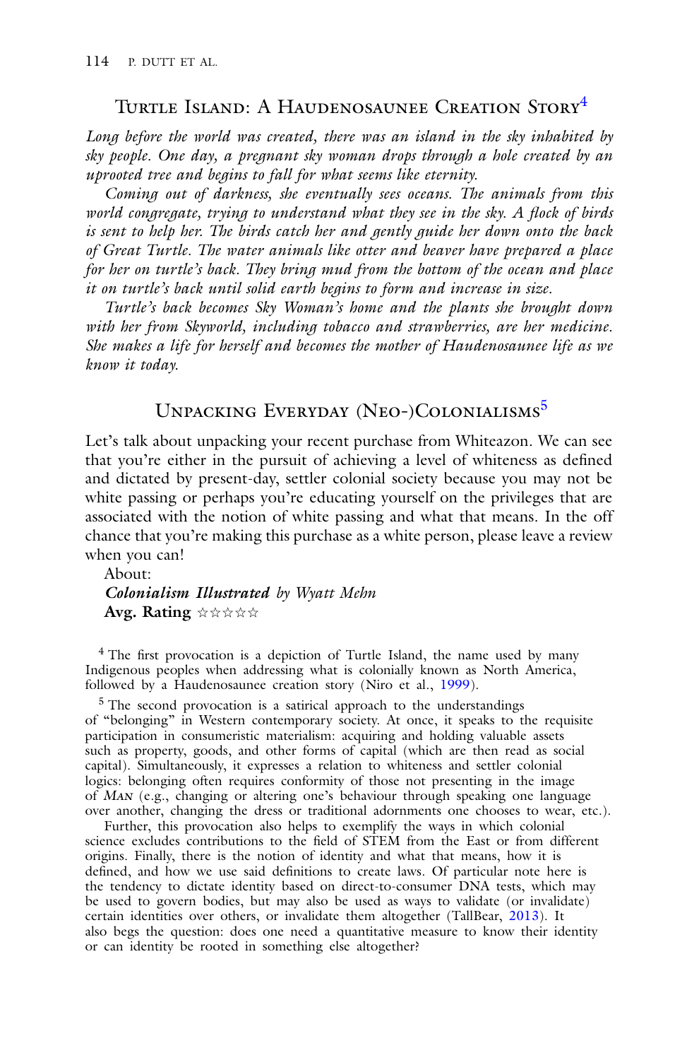## Turtle Island: A Haudenosaunee Creation Story[4]

*Long before the world was created, there was an island in the sky inhabited by sky people. One day, a pregnant sky woman drops through a hole created by an uprooted tree and begins to fall for what seems like eternity.*

*Coming out of darkness, she eventually sees oceans. The animals from this world congregate, trying to understand what they see in the sky. A flock of birds is sent to help her. The birds catch her and gently guide her down onto the back of Great Turtle. The water animals like otter and beaver have prepared a place for her on turtle's back. They bring mud from the bottom of the ocean and place it on turtle's back until solid earth begins to form and increase in size.*

*Turtle's back becomes Sky Woman's home and the plants she brought down with her from Skyworld, including tobacco and strawberries, are her medicine. She makes a life for herself and becomes the mother of Haudenosaunee life as we know it today.*

## Unpacking Everyday (Neo-)Colonialisms[5]

Let's talk about unpacking your recent purchase from Whiteazon. We can see that you're either in the pursuit of achieving a level of whiteness as defined and dictated by present-day, settler colonial society because you may not be white passing or perhaps you're educating yourself on the privileges that are associated with the notion of white passing and what that means. In the off chance that you're making this purchase as a white person, please leave a review when you can!

About:
***Colonialism Illustrated*** *by Wyatt Mehn*
**Avg. Rating** ☆☆☆☆☆

[4] The first provocation is a depiction of Turtle Island, the name used by many Indigenous peoples when addressing what is colonially known as North America, followed by a Haudenosaunee creation story (Niro et al., 1999).

[5] The second provocation is a satirical approach to the understandings of "belonging" in Western contemporary society. At once, it speaks to the requisite participation in consumeristic materialism: acquiring and holding valuable assets such as property, goods, and other forms of capital (which are then read as social capital). Simultaneously, it expresses a relation to whiteness and settler colonial logics: belonging often requires conformity of those not presenting in the image of *Man* (e.g., changing or altering one's behaviour through speaking one language over another, changing the dress or traditional adornments one chooses to wear, etc.).

Further, this provocation also helps to exemplify the ways in which colonial science excludes contributions to the field of STEM from the East or from different origins. Finally, there is the notion of identity and what that means, how it is defined, and how we use said definitions to create laws. Of particular note here is the tendency to dictate identity based on direct-to-consumer DNA tests, which may be used to govern bodies, but may also be used as ways to validate (or invalidate) certain identities over others, or invalidate them altogether (TallBear, 2013). It also begs the question: does one need a quantitative measure to know their identity or can identity be rooted in something else altogether?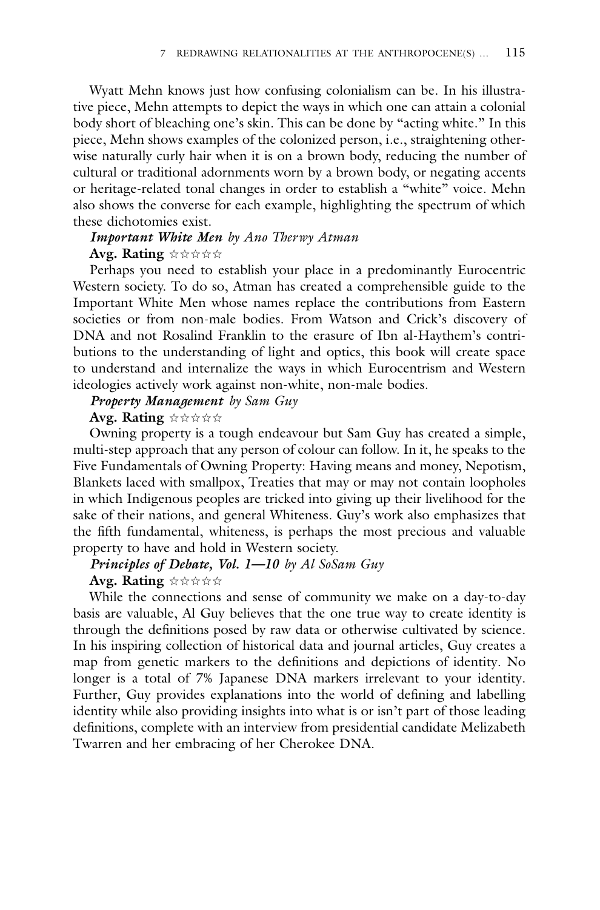Wyatt Mehn knows just how confusing colonialism can be. In his illustrative piece, Mehn attempts to depict the ways in which one can attain a colonial body short of bleaching one's skin. This can be done by "acting white." In this piece, Mehn shows examples of the colonized person, i.e., straightening otherwise naturally curly hair when it is on a brown body, reducing the number of cultural or traditional adornments worn by a brown body, or negating accents or heritage-related tonal changes in order to establish a "white" voice. Mehn also shows the converse for each example, highlighting the spectrum of which these dichotomies exist.

***Important White Men*** *by Ano Therwy Atman*

**Avg. Rating** ☆☆☆☆☆

Perhaps you need to establish your place in a predominantly Eurocentric Western society. To do so, Atman has created a comprehensible guide to the Important White Men whose names replace the contributions from Eastern societies or from non-male bodies. From Watson and Crick's discovery of DNA and not Rosalind Franklin to the erasure of Ibn al-Haythem's contributions to the understanding of light and optics, this book will create space to understand and internalize the ways in which Eurocentrism and Western ideologies actively work against non-white, non-male bodies.

***Property Management*** *by Sam Guy*

**Avg. Rating** ☆☆☆☆☆

Owning property is a tough endeavour but Sam Guy has created a simple, multi-step approach that any person of colour can follow. In it, he speaks to the Five Fundamentals of Owning Property: Having means and money, Nepotism, Blankets laced with smallpox, Treaties that may or may not contain loopholes in which Indigenous peoples are tricked into giving up their livelihood for the sake of their nations, and general Whiteness. Guy's work also emphasizes that the fifth fundamental, whiteness, is perhaps the most precious and valuable property to have and hold in Western society.

***Principles of Debate, Vol. 1—10*** *by Al SoSam Guy*

**Avg. Rating** ☆☆☆☆☆

While the connections and sense of community we make on a day-to-day basis are valuable, Al Guy believes that the one true way to create identity is through the definitions posed by raw data or otherwise cultivated by science. In his inspiring collection of historical data and journal articles, Guy creates a map from genetic markers to the definitions and depictions of identity. No longer is a total of 7% Japanese DNA markers irrelevant to your identity. Further, Guy provides explanations into the world of defining and labelling identity while also providing insights into what is or isn't part of those leading definitions, complete with an interview from presidential candidate Melizabeth Twarren and her embracing of her Cherokee DNA.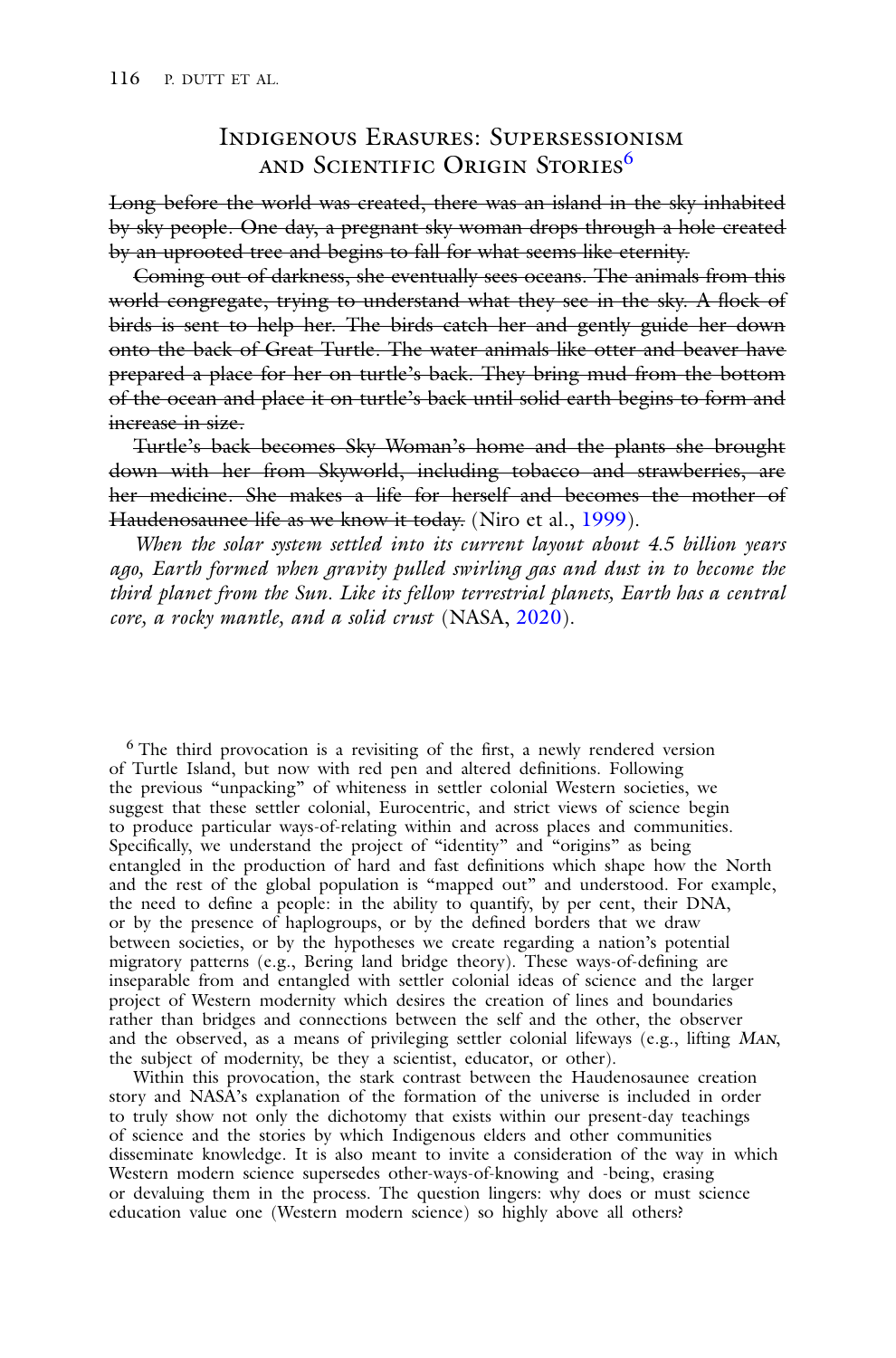## Indigenous Erasures: Supersessionism and Scientific Origin Stories[6]

~~Long before the world was created, there was an island in the sky inhabited by sky people. One day, a pregnant sky woman drops through a hole created by an uprooted tree and begins to fall for what seems like eternity.~~

~~Coming out of darkness, she eventually sees oceans. The animals from this world congregate, trying to understand what they see in the sky. A flock of birds is sent to help her. The birds catch her and gently guide her down onto the back of Great Turtle. The water animals like otter and beaver have prepared a place for her on turtle's back. They bring mud from the bottom of the ocean and place it on turtle's back until solid earth begins to form and increase in size.~~

~~Turtle's back becomes Sky Woman's home and the plants she brought down with her from Skyworld, including tobacco and strawberries, are her medicine. She makes a life for herself and becomes the mother of Haudenosaunee life as we know it today.~~ (Niro et al., 1999).

*When the solar system settled into its current layout about 4.5 billion years ago, Earth formed when gravity pulled swirling gas and dust in to become the third planet from the Sun. Like its fellow terrestrial planets, Earth has a central core, a rocky mantle, and a solid crust* (NASA, 2020).

[6] The third provocation is a revisiting of the first, a newly rendered version of Turtle Island, but now with red pen and altered definitions. Following the previous "unpacking" of whiteness in settler colonial Western societies, we suggest that these settler colonial, Eurocentric, and strict views of science begin to produce particular ways-of-relating within and across places and communities. Specifically, we understand the project of "identity" and "origins" as being entangled in the production of hard and fast definitions which shape how the North and the rest of the global population is "mapped out" and understood. For example, the need to define a people: in the ability to quantify, by per cent, their DNA, or by the presence of haplogroups, or by the defined borders that we draw between societies, or by the hypotheses we create regarding a nation's potential migratory patterns (e.g., Bering land bridge theory). These ways-of-defining are inseparable from and entangled with settler colonial ideas of science and the larger project of Western modernity which desires the creation of lines and boundaries rather than bridges and connections between the self and the other, the observer and the observed, as a means of privileging settler colonial lifeways (e.g., lifting *Man*, the subject of modernity, be they a scientist, educator, or other).

Within this provocation, the stark contrast between the Haudenosaunee creation story and NASA's explanation of the formation of the universe is included in order to truly show not only the dichotomy that exists within our present-day teachings of science and the stories by which Indigenous elders and other communities disseminate knowledge. It is also meant to invite a consideration of the way in which Western modern science supersedes other-ways-of-knowing and -being, erasing or devaluing them in the process. The question lingers: why does or must science education value one (Western modern science) so highly above all others?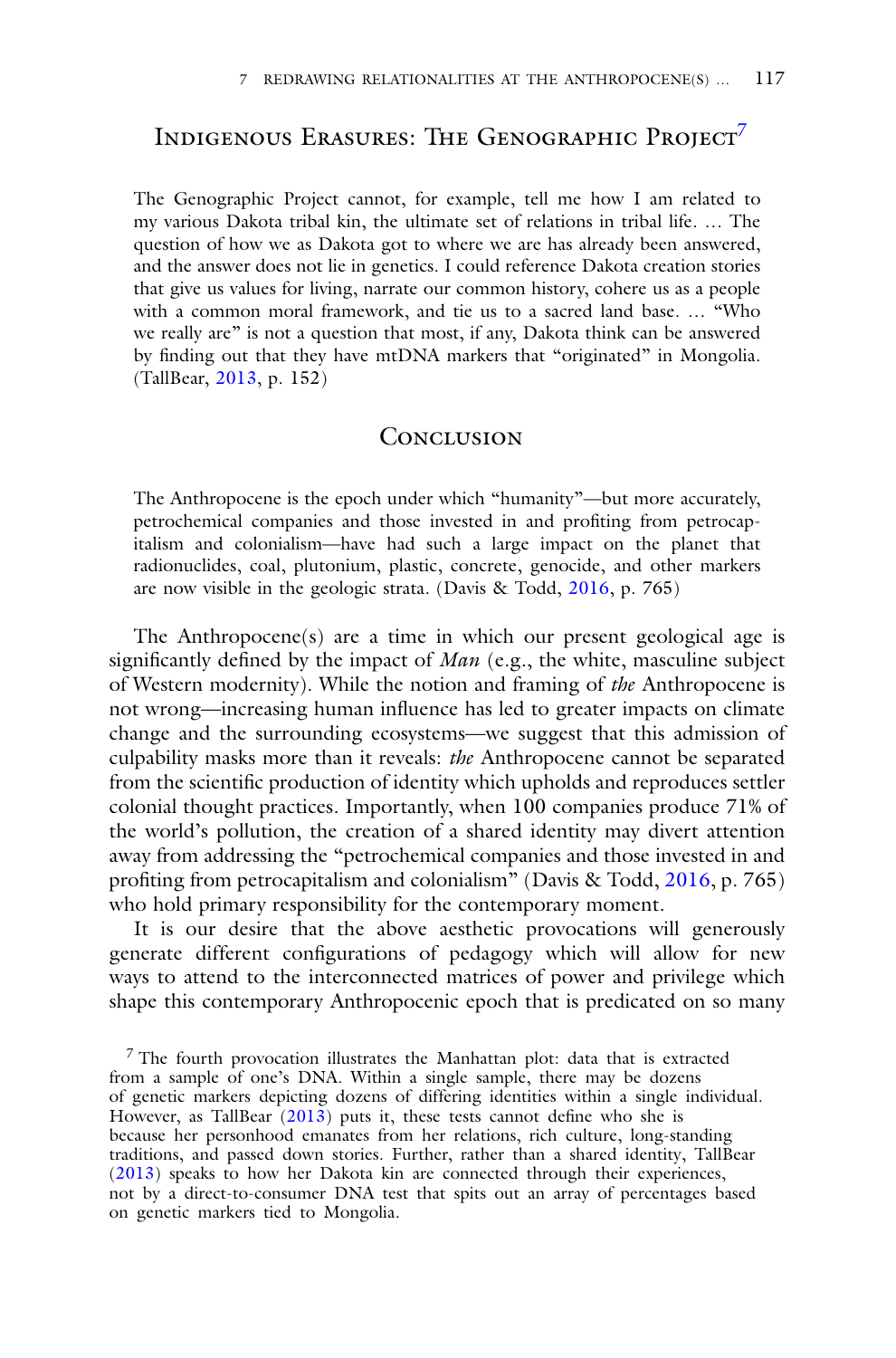## Indigenous Erasures: The Genographic Project[7]

> The Genographic Project cannot, for example, tell me how I am related to my various Dakota tribal kin, the ultimate set of relations in tribal life. … The question of how we as Dakota got to where we are has already been answered, and the answer does not lie in genetics. I could reference Dakota creation stories that give us values for living, narrate our common history, cohere us as a people with a common moral framework, and tie us to a sacred land base. … "Who we really are" is not a question that most, if any, Dakota think can be answered by finding out that they have mtDNA markers that "originated" in Mongolia. (TallBear, 2013, p. 152)

## Conclusion

> The Anthropocene is the epoch under which "humanity"—but more accurately, petrochemical companies and those invested in and profiting from petrocapitalism and colonialism—have had such a large impact on the planet that radionuclides, coal, plutonium, plastic, concrete, genocide, and other markers are now visible in the geologic strata. (Davis & Todd, 2016, p. 765)

The Anthropocene(s) are a time in which our present geological age is significantly defined by the impact of *Man* (e.g., the white, masculine subject of Western modernity). While the notion and framing of *the* Anthropocene is not wrong—increasing human influence has led to greater impacts on climate change and the surrounding ecosystems—we suggest that this admission of culpability masks more than it reveals: *the* Anthropocene cannot be separated from the scientific production of identity which upholds and reproduces settler colonial thought practices. Importantly, when 100 companies produce 71% of the world's pollution, the creation of a shared identity may divert attention away from addressing the "petrochemical companies and those invested in and profiting from petrocapitalism and colonialism" (Davis & Todd, 2016, p. 765) who hold primary responsibility for the contemporary moment.

It is our desire that the above aesthetic provocations will generously generate different configurations of pedagogy which will allow for new ways to attend to the interconnected matrices of power and privilege which shape this contemporary Anthropocenic epoch that is predicated on so many

[7] The fourth provocation illustrates the Manhattan plot: data that is extracted from a sample of one's DNA. Within a single sample, there may be dozens of genetic markers depicting dozens of differing identities within a single individual. However, as TallBear (2013) puts it, these tests cannot define who she is because her personhood emanates from her relations, rich culture, long-standing traditions, and passed down stories. Further, rather than a shared identity, TallBear (2013) speaks to how her Dakota kin are connected through their experiences, not by a direct-to-consumer DNA test that spits out an array of percentages based on genetic markers tied to Mongolia.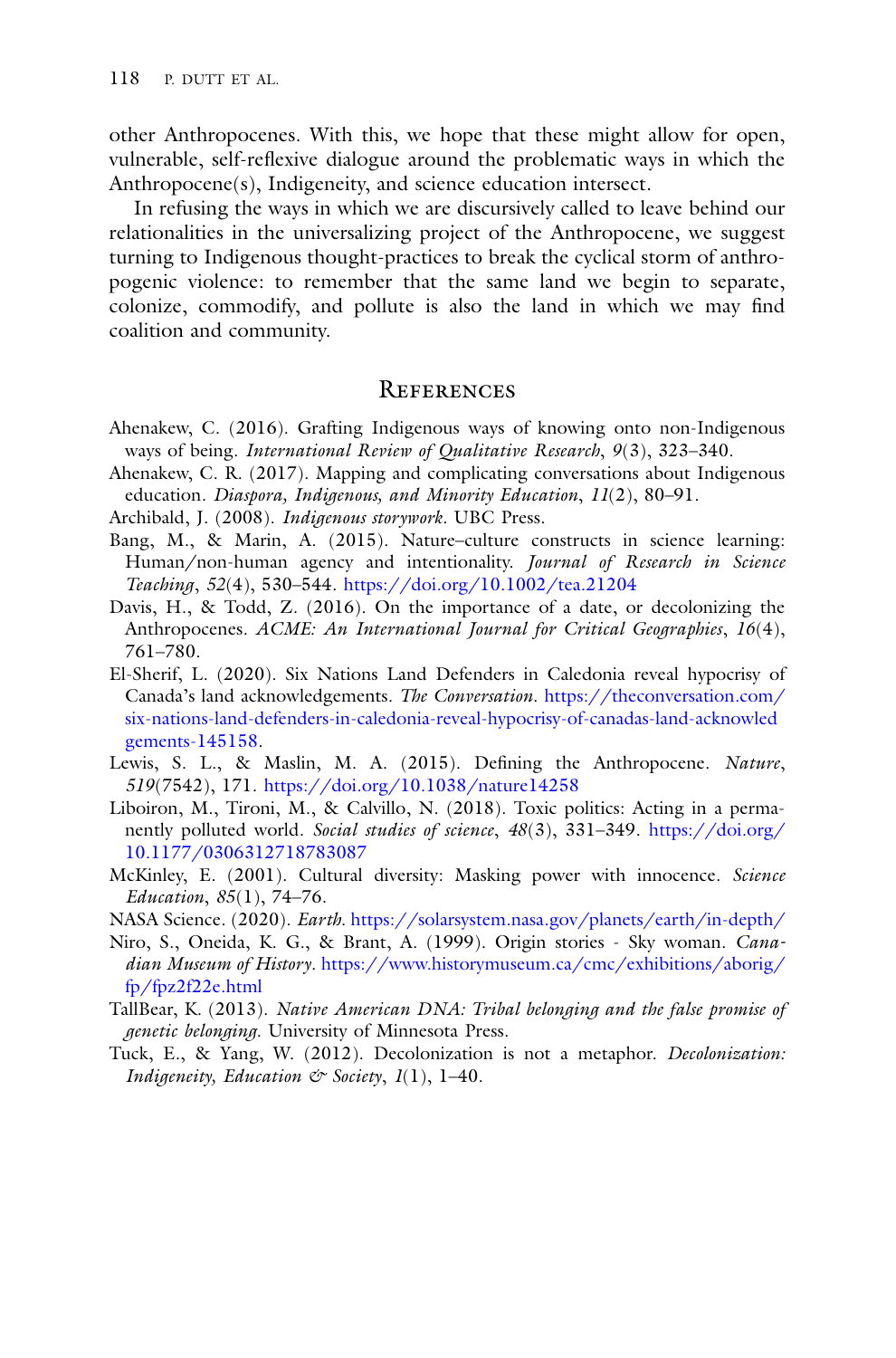other Anthropocenes. With this, we hope that these might allow for open, vulnerable, self-reflexive dialogue around the problematic ways in which the Anthropocene(s), Indigeneity, and science education intersect.

In refusing the ways in which we are discursively called to leave behind our relationalities in the universalizing project of the Anthropocene, we suggest turning to Indigenous thought-practices to break the cyclical storm of anthropogenic violence: to remember that the same land we begin to separate, colonize, commodify, and pollute is also the land in which we may find coalition and community.

## References

Ahenakew, C. (2016). Grafting Indigenous ways of knowing onto non-Indigenous ways of being. *International Review of Qualitative Research*, *9*(3), 323–340.

Ahenakew, C. R. (2017). Mapping and complicating conversations about Indigenous education. *Diaspora, Indigenous, and Minority Education*, *11*(2), 80–91.

Archibald, J. (2008). *Indigenous storywork*. UBC Press.

Bang, M., & Marin, A. (2015). Nature–culture constructs in science learning: Human/non-human agency and intentionality. *Journal of Research in Science Teaching*, *52*(4), 530–544. https://doi.org/10.1002/tea.21204

Davis, H., & Todd, Z. (2016). On the importance of a date, or decolonizing the Anthropocenes. *ACME: An International Journal for Critical Geographies*, *16*(4), 761–780.

El-Sherif, L. (2020). Six Nations Land Defenders in Caledonia reveal hypocrisy of Canada's land acknowledgements. *The Conversation*. https://theconversation.com/six-nations-land-defenders-in-caledonia-reveal-hypocrisy-of-canadas-land-acknowledgements-145158.

Lewis, S. L., & Maslin, M. A. (2015). Defining the Anthropocene. *Nature*, *519*(7542), 171. https://doi.org/10.1038/nature14258

Liboiron, M., Tironi, M., & Calvillo, N. (2018). Toxic politics: Acting in a permanently polluted world. *Social studies of science*, *48*(3), 331–349. https://doi.org/10.1177/0306312718783087

McKinley, E. (2001). Cultural diversity: Masking power with innocence. *Science Education*, *85*(1), 74–76.

NASA Science. (2020). *Earth*. https://solarsystem.nasa.gov/planets/earth/in-depth/

Niro, S., Oneida, K. G., & Brant, A. (1999). Origin stories - Sky woman. *Canadian Museum of History*. https://www.historymuseum.ca/cmc/exhibitions/aborig/fp/fpz2f22e.html

TallBear, K. (2013). *Native American DNA: Tribal belonging and the false promise of genetic belonging*. University of Minnesota Press.

Tuck, E., & Yang, W. (2012). Decolonization is not a metaphor. *Decolonization: Indigeneity, Education & Society*, *1*(1), 1–40.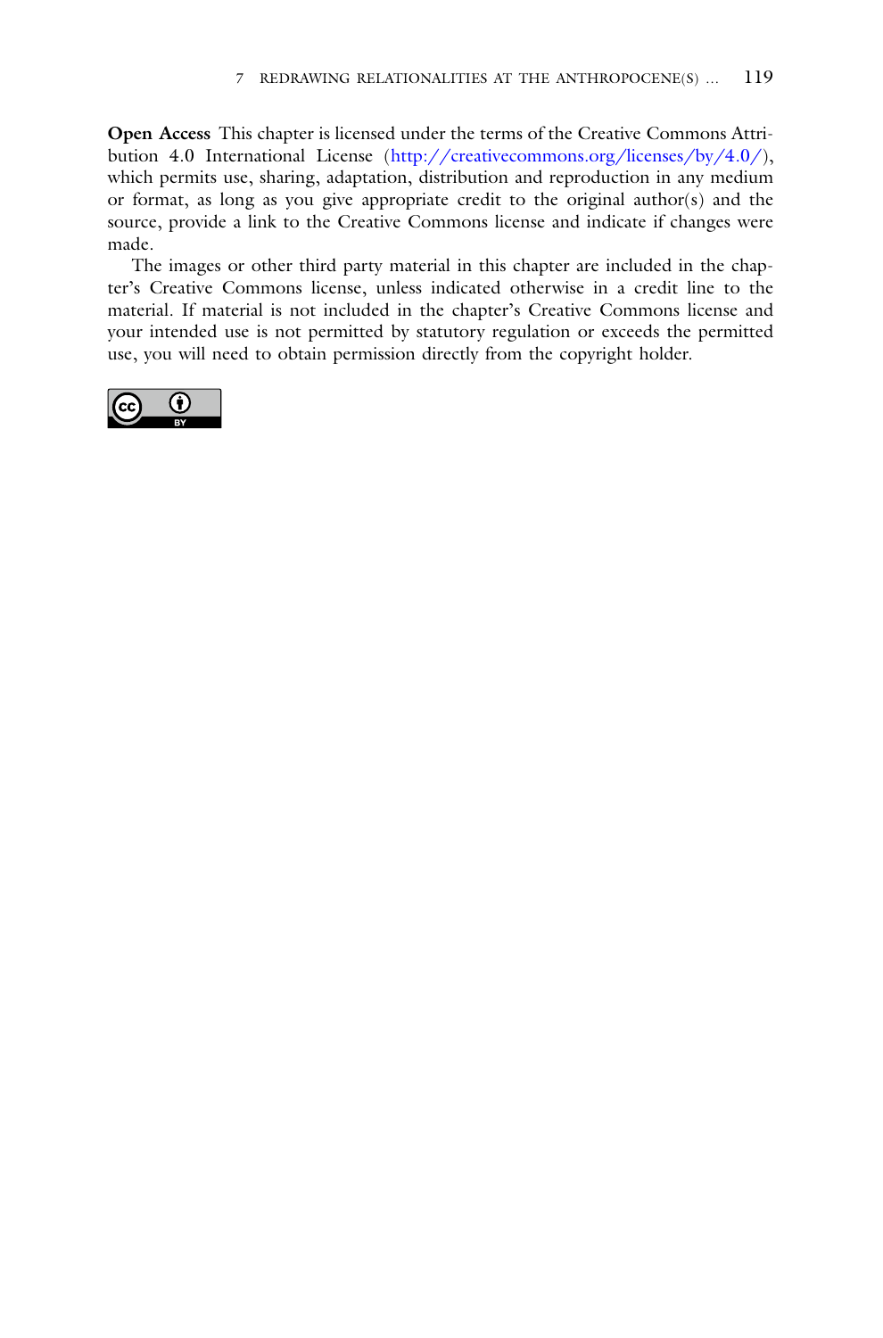**Open Access** This chapter is licensed under the terms of the Creative Commons Attribution 4.0 International License (http://creativecommons.org/licenses/by/4.0/), which permits use, sharing, adaptation, distribution and reproduction in any medium or format, as long as you give appropriate credit to the original author(s) and the source, provide a link to the Creative Commons license and indicate if changes were made.

The images or other third party material in this chapter are included in the chapter's Creative Commons license, unless indicated otherwise in a credit line to the material. If material is not included in the chapter's Creative Commons license and your intended use is not permitted by statutory regulation or exceeds the permitted use, you will need to obtain permission directly from the copyright holder.